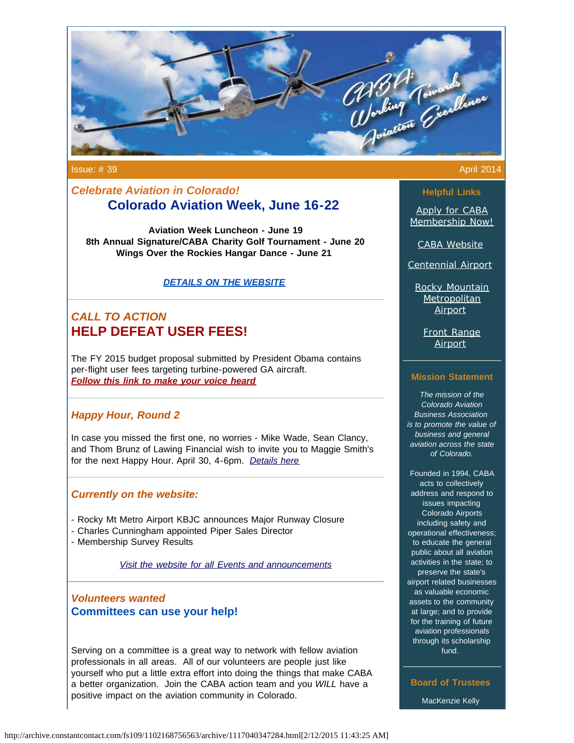Issue: # 39

April 2014

### *Celebrate Aviation in Colorado!*

## Colorado Aviation Week, June 16-22

**Aviation Week Luncheon - June 19**
**8th Annual Signature/CABA Charity Golf Tournament - June 20**
**Wings Over the Rockies Hangar Dance - June 21**

***DETAILS ON THE WEBSITE***

---

### *CALL TO ACTION*

## HELP DEFEAT USER FEES!

The FY 2015 budget proposal submitted by President Obama contains per-flight user fees targeting turbine-powered GA aircraft.
***Follow this link to make your voice heard***

---

### *Happy Hour, Round 2*

In case you missed the first one, no worries - Mike Wade, Sean Clancy, and Thom Brunz of Lawing Financial wish to invite you to Maggie Smith's for the next Happy Hour. April 30, 4-6pm. *Details here*

---

### *Currently on the website:*

- Rocky Mt Metro Airport KBJC announces Major Runway Closure
- Charles Cunningham appointed Piper Sales Director
- Membership Survey Results

*Visit the website for all Events and announcements*

---

### *Volunteers wanted*

## Committees can use your help!

Serving on a committee is a great way to network with fellow aviation professionals in all areas. All of our volunteers are people just like yourself who put a little extra effort into doing the things that make CABA a better organization. Join the CABA action team and you *WILL* have a positive impact on the aviation community in Colorado.

---

### Helpful Links

Apply for CABA Membership Now!

CABA Website

Centennial Airport

Rocky Mountain Metropolitan Airport

Front Range Airport

---

### Mission Statement

*The mission of the Colorado Aviation Business Association is to promote the value of business and general aviation across the state of Colorado.*

Founded in 1994, CABA acts to collectively address and respond to issues impacting Colorado Airports including safety and operational effectiveness; to educate the general public about all aviation activities in the state; to preserve the state's airport related businesses as valuable economic assets to the community at large; and to provide for the training of future aviation professionals through its scholarship fund.

---

### Board of Trustees

MacKenzie Kelly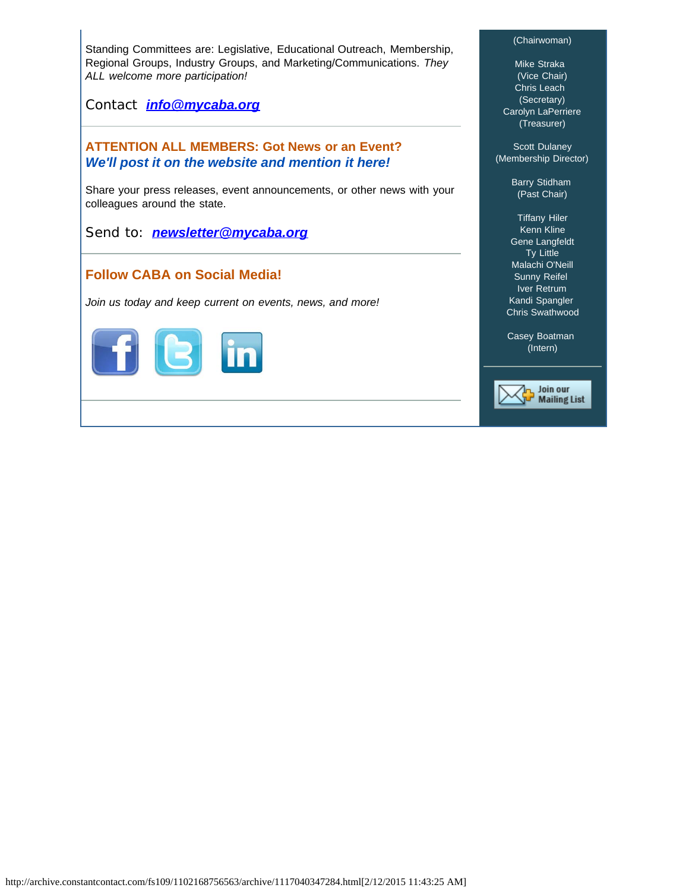Standing Committees are: Legislative, Educational Outreach, Membership, Regional Groups, Industry Groups, and Marketing/Communications. *They ALL welcome more participation!*

Contact **[info@mycaba.org](mailto:info@mycaba.org)**

---

**ATTENTION ALL MEMBERS: Got News or an Event?**
***We'll post it on the website and mention it here!***

Share your press releases, event announcements, or other news with your colleagues around the state.

Send to: **[newsletter@mycaba.org](mailto:newsletter@mycaba.org)**

---

**Follow CABA on Social Media!**

*Join us today and keep current on events, news, and more!*

---

(Chairwoman)

Mike Straka
(Vice Chair)
Chris Leach
(Secretary)
Carolyn LaPerriere
(Treasurer)

Scott Dulaney
(Membership Director)

Barry Stidham
(Past Chair)

Tiffany Hiler
Kenn Kline
Gene Langfeldt
Ty Little
Malachi O'Neill
Sunny Reifel
Iver Retrum
Kandi Spangler
Chris Swathwood

Casey Boatman
(Intern)

Join our Mailing List

http://archive.constantcontact.com/fs109/1102168756563/archive/1117040347284.html[2/12/2015 11:43:25 AM]